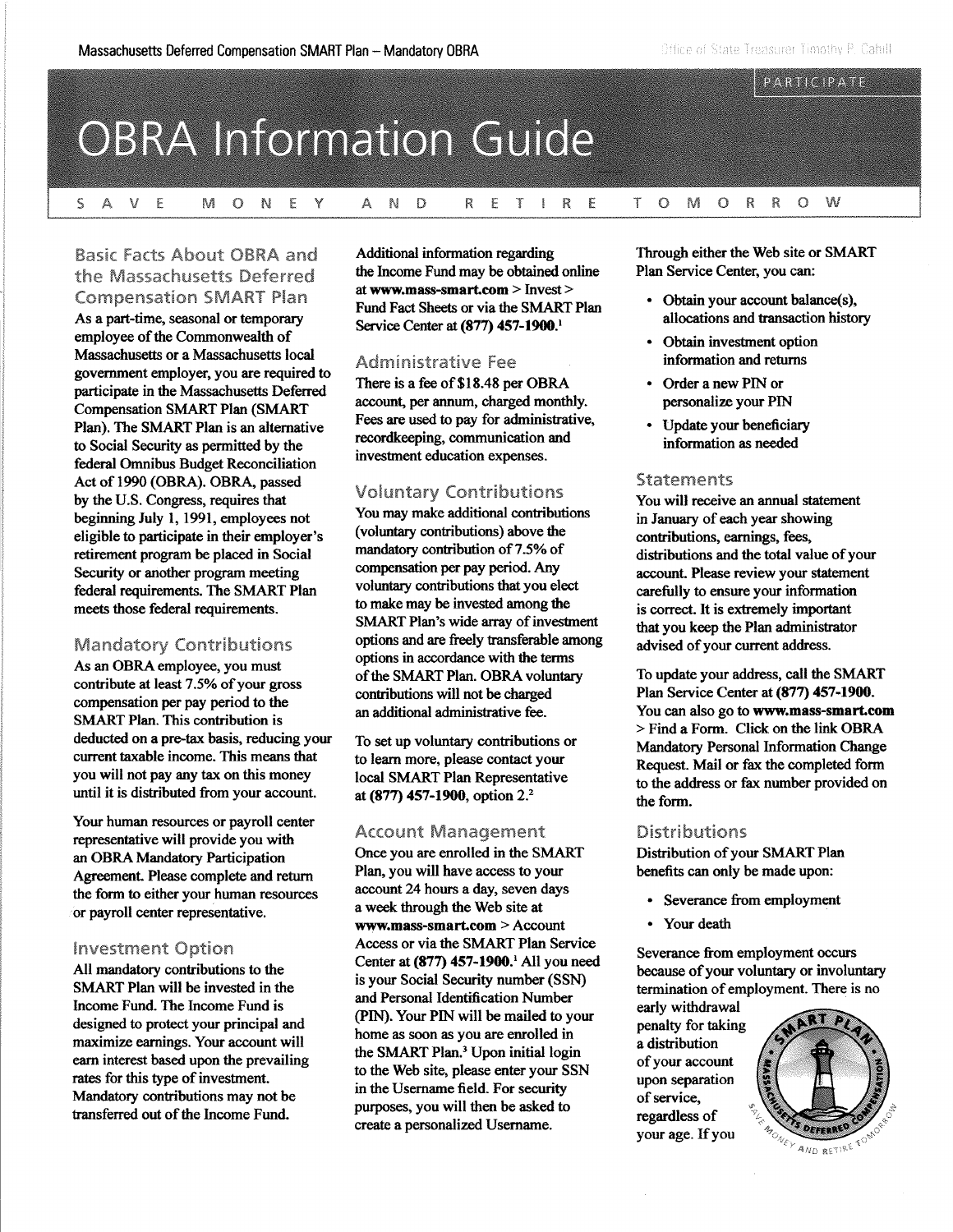# OBRA Information Guide

SAVE MONEY AND RETIRE TOMORROW

## Basic Facts About OBRA and the Massachusetts Deferred Compensation SMART Plan

As a part-time, seasonal or temporary employee of the Commonwealth of Massachusetts or a Massachusetts local government employer, you are required to participate in the Massachusetts Deferred Compensation SMART Plan (SMART Plan). The SMART Plan is an alternative to Social Security as permitted by the federal Omnibus Budget Reconciliation Act of 1990 (OBRA). OBRA, passed by the U.S. Congress, requires that beginning July 1, 1991, employees not eligible to participate in their employer's retirement program be placed in Social Security or another program meeting federal requirements. The SMART Plan meets those federal requirements.

## Mandatory Contributions

As an OBRA employee, you must contribute at least 7.5% of your gross compensation per pay period to the SMART Plan. This contribution is deducted on a pre-tax basis, reducing your current taxable income. This means that you will not pay any tax on this money until it is distributed from your account.

Your human resources or payroll center representative will provide you with an OBRA Mandatory Participation Agreement. Please complete and return the form to either your human resources or payroll center representative.

## Investment Option

All mandatory contributions to the SMART Plan will be invested in the Income Fund. The Income Fund is designed to protect your principal and maximize earnings. Your account will earn interest based upon the prevailing rates for this type of investment. Mandatory contributions may not be transferred out of the Income Fund.

Additional information regarding the Income Fund may be obtained online at **www.mass-smart.com** > Invest > Fund Fact Sheets or via the SMART Plan Service Center at **(877) 457-1900.**[1]

## Administrative Fee

There is a fee of $18.48 per OBRA account, per annum, charged monthly. Fees are used to pay for administrative, recordkeeping, communication and investment education expenses.

## Voluntary Contributions

You may make additional contributions (voluntary contributions) above the mandatory contribution of 7.5% of compensation per pay period. Any voluntary contributions that you elect to make may be invested among the SMART Plan's wide array of investment options and are freely transferable among options in accordance with the terms of the SMART Plan. OBRA voluntary contributions will not be charged an additional administrative fee.

To set up voluntary contributions or to learn more, please contact your local SMART Plan Representative at **(877) 457-1900**, option 2.[2]

## Account Management

Once you are enrolled in the SMART Plan, you will have access to your account 24 hours a day, seven days a week through the Web site at **www.mass-smart.com** > Account Access or via the SMART Plan Service Center at **(877) 457-1900.**[1] All you need is your Social Security number (SSN) and Personal Identification Number (PIN). Your PIN will be mailed to your home as soon as you are enrolled in the SMART Plan.[3] Upon initial login to the Web site, please enter your SSN in the Username field. For security purposes, you will then be asked to create a personalized Username.

Through either the Web site or SMART Plan Service Center, you can:

- Obtain your account balance(s), allocations and transaction history
- Obtain investment option information and returns
- Order a new PIN or personalize your PIN
- Update your beneficiary information as needed

## Statements

You will receive an annual statement in January of each year showing contributions, earnings, fees, distributions and the total value of your account. Please review your statement carefully to ensure your information is correct. It is extremely important that you keep the Plan administrator advised of your current address.

To update your address, call the SMART Plan Service Center at **(877) 457-1900.** You can also go to **www.mass-smart.com** > Find a Form. Click on the link OBRA Mandatory Personal Information Change Request. Mail or fax the completed form to the address or fax number provided on the form.

## Distributions

Distribution of your SMART Plan benefits can only be made upon:

- Severance from employment
- Your death

Severance from employment occurs because of your voluntary or involuntary termination of employment. There is no early withdrawal penalty for taking a distribution of your account upon separation of service, regardless of your age. If you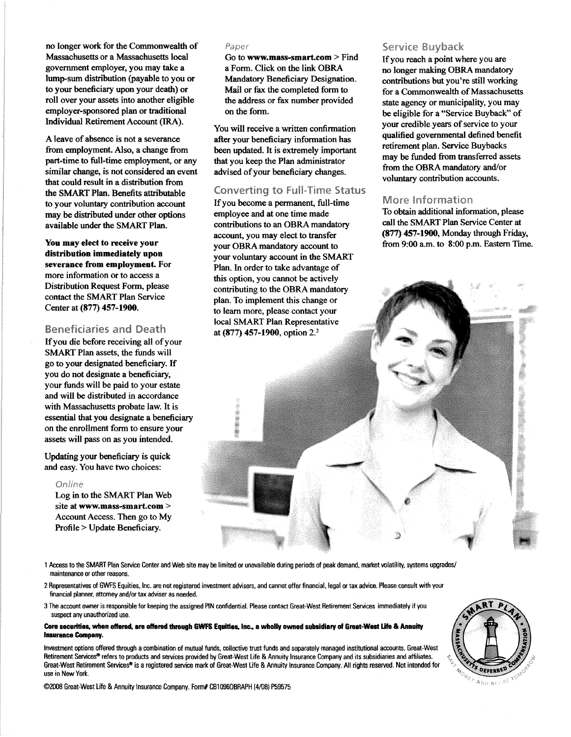no longer work for the Commonwealth of Massachusetts or a Massachusetts local government employer, you may take a lump-sum distribution (payable to you or to your beneficiary upon your death) or roll over your assets into another eligible employer-sponsored plan or traditional Individual Retirement Account (IRA).

A leave of absence is not a severance from employment. Also, a change from part-time to full-time employment, or any similar change, is not considered an event that could result in a distribution from the SMART Plan. Benefits attributable to your voluntary contribution account may be distributed under other options available under the SMART Plan.

**You may elect to receive your distribution immediately upon severance from employment.** For more information or to access a Distribution Request Form, please contact the SMART Plan Service Center at **(877) 457-1900.**

## Beneficiaries and Death

If you die before receiving all of your SMART Plan assets, the funds will go to your designated beneficiary. If you do not designate a beneficiary, your funds will be paid to your estate and will be distributed in accordance with Massachusetts probate law. It is essential that you designate a beneficiary on the enrollment form to ensure your assets will pass on as you intended.

Updating your beneficiary is quick and easy. You have two choices:

### Online

Log in to the SMART Plan Web site at **www.mass-smart.com** > Account Access. Then go to My Profile > Update Beneficiary.

### Paper

Go to **www.mass-smart.com** > Find a Form. Click on the link OBRA Mandatory Beneficiary Designation. Mail or fax the completed form to the address or fax number provided on the form.

You will receive a written confirmation after your beneficiary information has been updated. It is extremely important that you keep the Plan administrator advised of your beneficiary changes.

## Converting to Full-Time Status

If you become a permanent, full-time employee and at one time made contributions to an OBRA mandatory account, you may elect to transfer your OBRA mandatory account to your voluntary account in the SMART Plan. In order to take advantage of this option, you cannot be actively contributing to the OBRA mandatory plan. To implement this change or to learn more, please contact your local SMART Plan Representative at **(877) 457-1900**, option 2.[2]

## Service Buyback

If you reach a point where you are no longer making OBRA mandatory contributions but you're still working for a Commonwealth of Massachusetts state agency or municipality, you may be eligible for a "Service Buyback" of your credible years of service to your qualified governmental defined benefit retirement plan. Service Buybacks may be funded from transferred assets from the OBRA mandatory and/or voluntary contribution accounts.

## More Information

To obtain additional information, please call the SMART Plan Service Center at **(877) 457-1900**, Monday through Friday, from 9:00 a.m. to 8:00 p.m. Eastern Time.

1 Access to the SMART Plan Service Center and Web site may be limited or unavailable during periods of peak demand, market volatility, systems upgrades/maintenance or other reasons.

2 Representatives of GWFS Equities, Inc. are not registered investment advisers, and cannot offer financial, legal or tax advice. Please consult with your financial planner, attorney and/or tax adviser as needed.

3 The account owner is responsible for keeping the assigned PIN confidential. Please contact Great-West Retirement Services immediately if you suspect any unauthorized use.

**Core securities, when offered, are offered through GWFS Equities, Inc., a wholly owned subsidiary of Great-West Life & Annuity Insurance Company.**

Investment options offered through a combination of mutual funds, collective trust funds and separately managed institutional accounts. Great-West Retirement Services® refers to products and services provided by Great-West Life & Annuity Insurance Company and its subsidiaries and affiliates. Great-West Retirement Services® is a registered service mark of Great-West Life & Annuity Insurance Company. All rights reserved. Not intended for use in New York.

©2008 Great-West Life & Annuity Insurance Company. Form# CB1096OBRAPH (4/08) P59575